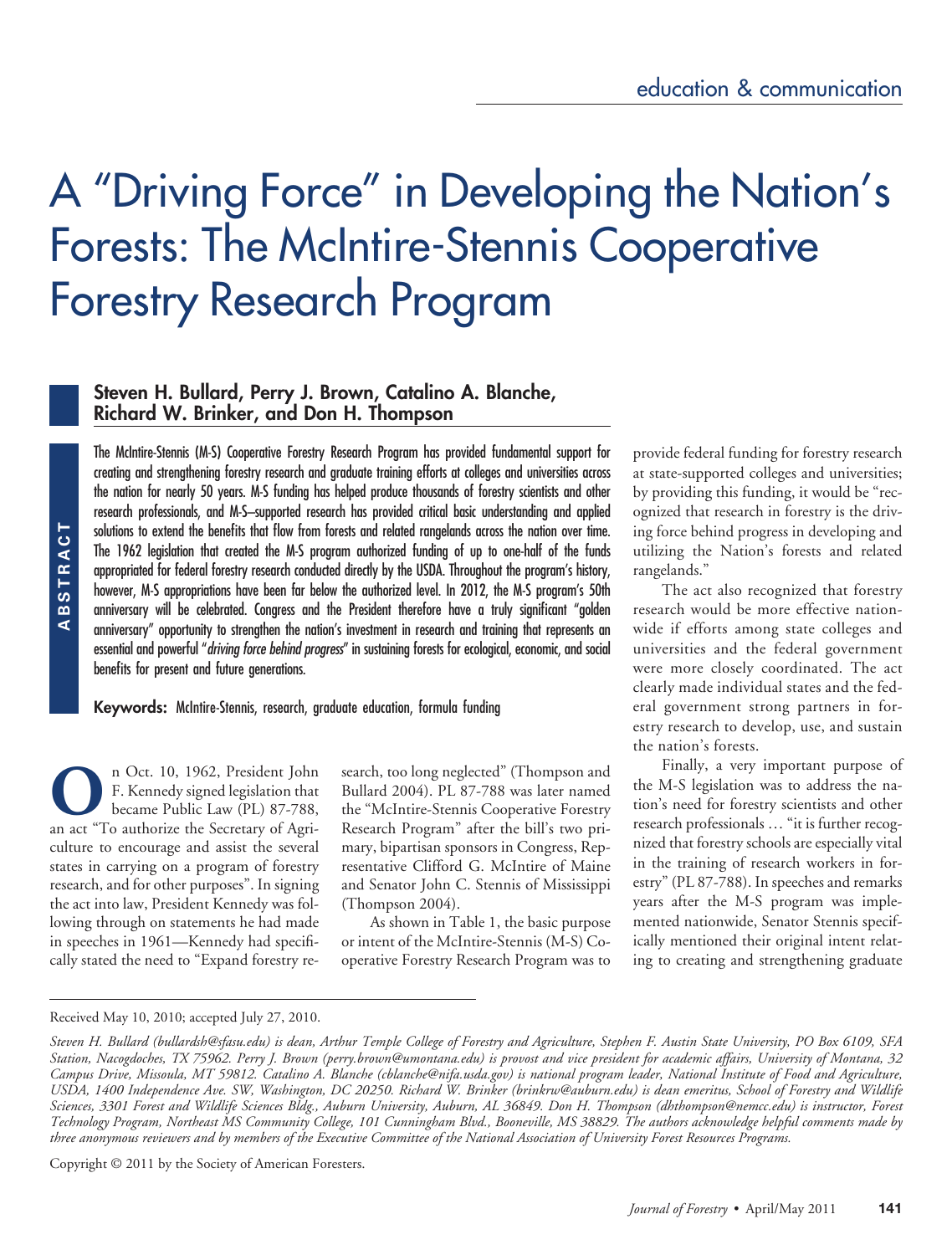education & communication

# A "Driving Force" in Developing the Nation's Forests: The McIntire-Stennis Cooperative Forestry Research Program

**Steven H. Bullard, Perry J. Brown, Catalino A. Blanche, Richard W. Brinker, and Don H. Thompson**

**ABSTRACT**

The McIntire-Stennis (M-S) Cooperative Forestry Research Program has provided fundamental support for creating and strengthening forestry research and graduate training efforts at colleges and universities across the nation for nearly 50 years. M-S funding has helped produce thousands of forestry scientists and other research professionals, and M-S–supported research has provided critical basic understanding and applied solutions to extend the benefits that flow from forests and related rangelands across the nation over time. The 1962 legislation that created the M-S program authorized funding of up to one-half of the funds appropriated for federal forestry research conducted directly by the USDA. Throughout the program's history, however, M-S appropriations have been far below the authorized level. In 2012, the M-S program's 50th anniversary will be celebrated. Congress and the President therefore have a truly significant "golden anniversary" opportunity to strengthen the nation's investment in research and training that represents an essential and powerful "*driving force behind progress*" in sustaining forests for ecological, economic, and social benefits for present and future generations.

**Keywords:** McIntire-Stennis, research, graduate education, formula funding

On Oct. 10, 1962, President John F. Kennedy signed legislation that became Public Law (PL) 87-788, an act "To authorize the Secretary of Agriculture to encourage and assist the several states in carrying on a program of forestry research, and for other purposes". In signing the act into law, President Kennedy was following through on statements he had made in speeches in 1961—Kennedy had specifically stated the need to "Expand forestry research, too long neglected" (Thompson and Bullard 2004). PL 87-788 was later named the "McIntire-Stennis Cooperative Forestry Research Program" after the bill's two primary, bipartisan sponsors in Congress, Representative Clifford G. McIntire of Maine and Senator John C. Stennis of Mississippi (Thompson 2004).

As shown in Table 1, the basic purpose or intent of the McIntire-Stennis (M-S) Cooperative Forestry Research Program was to provide federal funding for forestry research at state-supported colleges and universities; by providing this funding, it would be "recognized that research in forestry is the driving force behind progress in developing and utilizing the Nation's forests and related rangelands."

The act also recognized that forestry research would be more effective nationwide if efforts among state colleges and universities and the federal government were more closely coordinated. The act clearly made individual states and the federal government strong partners in forestry research to develop, use, and sustain the nation's forests.

Finally, a very important purpose of the M-S legislation was to address the nation's need for forestry scientists and other research professionals … "it is further recognized that forestry schools are especially vital in the training of research workers in forestry" (PL 87-788). In speeches and remarks years after the M-S program was implemented nationwide, Senator Stennis specifically mentioned their original intent relating to creating and strengthening graduate

Received May 10, 2010; accepted July 27, 2010.

*Steven H. Bullard (bullardsh@sfasu.edu) is dean, Arthur Temple College of Forestry and Agriculture, Stephen F. Austin State University, PO Box 6109, SFA Station, Nacogdoches, TX 75962. Perry J. Brown (perry.brown@umontana.edu) is provost and vice president for academic affairs, University of Montana, 32 Campus Drive, Missoula, MT 59812. Catalino A. Blanche (cblanche@nifa.usda.gov) is national program leader, National Institute of Food and Agriculture, USDA, 1400 Independence Ave. SW, Washington, DC 20250. Richard W. Brinker (brinkrw@auburn.edu) is dean emeritus, School of Forestry and Wildlife Sciences, 3301 Forest and Wildlife Sciences Bldg., Auburn University, Auburn, AL 36849. Don H. Thompson (dhthompson@nemcc.edu) is instructor, Forest Technology Program, Northeast MS Community College, 101 Cunningham Blvd., Booneville, MS 38829. The authors acknowledge helpful comments made by three anonymous reviewers and by members of the Executive Committee of the National Association of University Forest Resources Programs.*

Copyright © 2011 by the Society of American Foresters.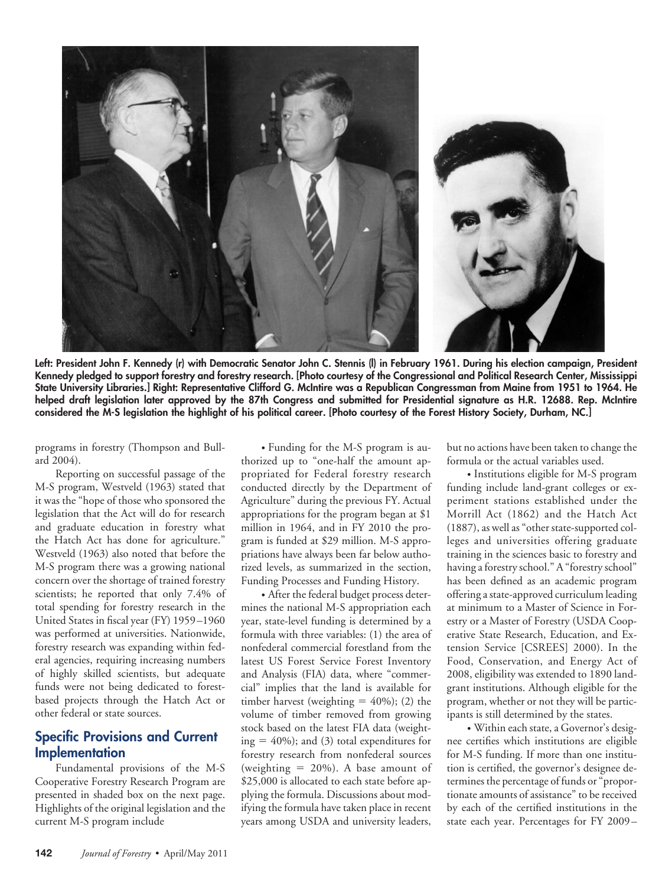**Left: President John F. Kennedy (r) with Democratic Senator John C. Stennis (l) in February 1961. During his election campaign, President Kennedy pledged to support forestry and forestry research. [Photo courtesy of the Congressional and Political Research Center, Mississippi State University Libraries.] Right: Representative Clifford G. McIntire was a Republican Congressman from Maine from 1951 to 1964. He helped draft legislation later approved by the 87th Congress and submitted for Presidential signature as H.R. 12688. Rep. McIntire considered the M-S legislation the highlight of his political career. [Photo courtesy of the Forest History Society, Durham, NC.]**

programs in forestry (Thompson and Bullard 2004).

Reporting on successful passage of the M-S program, Westveld (1963) stated that it was the "hope of those who sponsored the legislation that the Act will do for research and graduate education in forestry what the Hatch Act has done for agriculture." Westveld (1963) also noted that before the M-S program there was a growing national concern over the shortage of trained forestry scientists; he reported that only 7.4% of total spending for forestry research in the United States in fiscal year (FY) 1959–1960 was performed at universities. Nationwide, forestry research was expanding within federal agencies, requiring increasing numbers of highly skilled scientists, but adequate funds were not being dedicated to forest-based projects through the Hatch Act or other federal or state sources.

## Specific Provisions and Current Implementation

Fundamental provisions of the M-S Cooperative Forestry Research Program are presented in shaded box on the next page. Highlights of the original legislation and the current M-S program include

- Funding for the M-S program is authorized up to "one-half the amount appropriated for Federal forestry research conducted directly by the Department of Agriculture" during the previous FY. Actual appropriations for the program began at $1 million in 1964, and in FY 2010 the program is funded at $29 million. M-S appropriations have always been far below authorized levels, as summarized in the section, Funding Processes and Funding History.

- After the federal budget process determines the national M-S appropriation each year, state-level funding is determined by a formula with three variables: (1) the area of nonfederal commercial forestland from the latest US Forest Service Forest Inventory and Analysis (FIA) data, where "commercial" implies that the land is available for timber harvest (weighting = 40%); (2) the volume of timber removed from growing stock based on the latest FIA data (weighting = 40%); and (3) total expenditures for forestry research from nonfederal sources (weighting = 20%). A base amount of $25,000 is allocated to each state before applying the formula. Discussions about modifying the formula have taken place in recent years among USDA and university leaders, but no actions have been taken to change the formula or the actual variables used.

- Institutions eligible for M-S program funding include land-grant colleges or experiment stations established under the Morrill Act (1862) and the Hatch Act (1887), as well as "other state-supported colleges and universities offering graduate training in the sciences basic to forestry and having a forestry school." A "forestry school" has been defined as an academic program offering a state-approved curriculum leading at minimum to a Master of Science in Forestry or a Master of Forestry (USDA Cooperative State Research, Education, and Extension Service [CSREES] 2000). In the Food, Conservation, and Energy Act of 2008, eligibility was extended to 1890 land-grant institutions. Although eligible for the program, whether or not they will be participants is still determined by the states.

- Within each state, a Governor's designee certifies which institutions are eligible for M-S funding. If more than one institution is certified, the governor's designee determines the percentage of funds or "proportionate amounts of assistance" to be received by each of the certified institutions in the state each year. Percentages for FY 2009–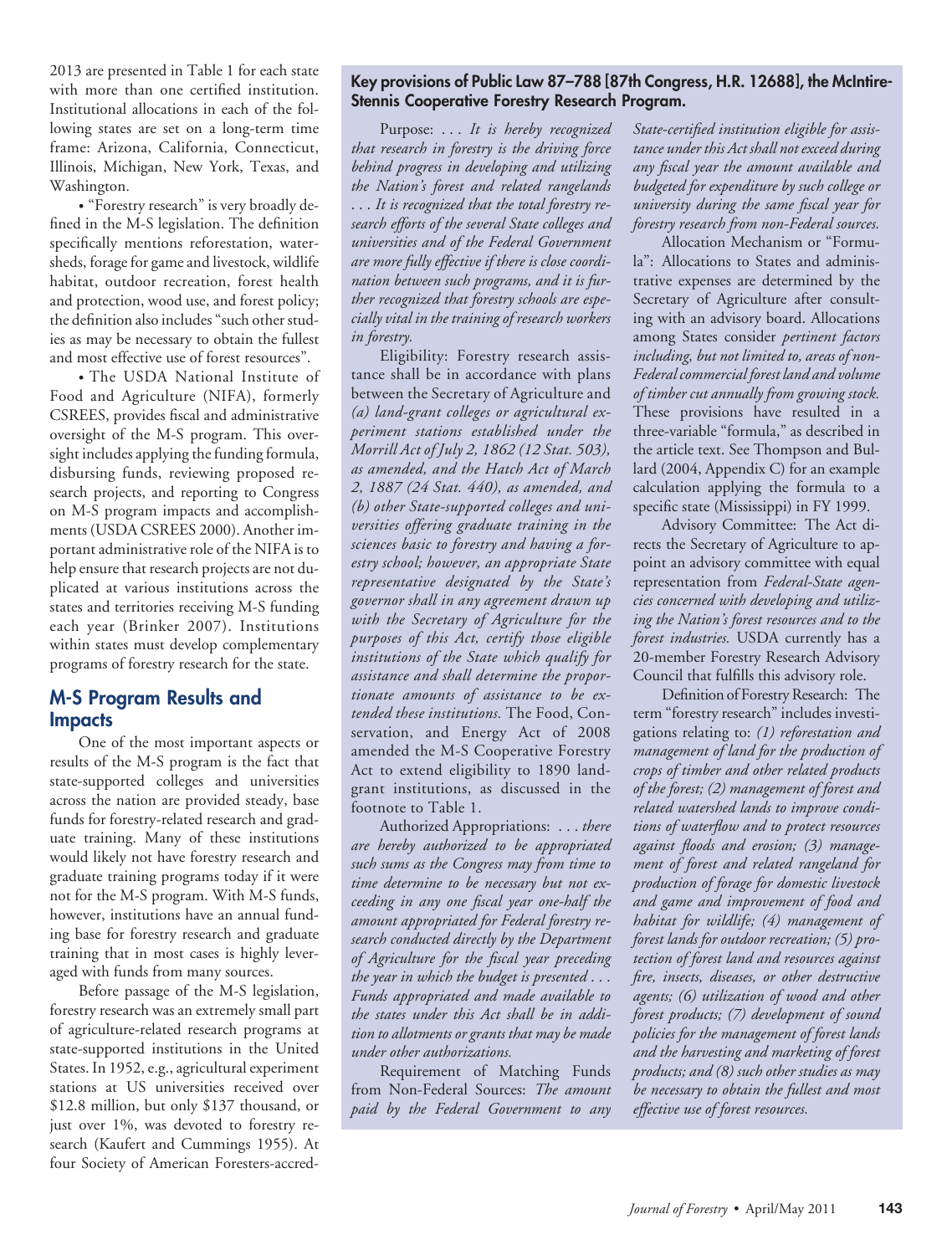2013 are presented in Table 1 for each state with more than one certified institution. Institutional allocations in each of the following states are set on a long-term time frame: Arizona, California, Connecticut, Illinois, Michigan, New York, Texas, and Washington.

• "Forestry research" is very broadly defined in the M-S legislation. The definition specifically mentions reforestation, watersheds, forage for game and livestock, wildlife habitat, outdoor recreation, forest health and protection, wood use, and forest policy; the definition also includes "such other studies as may be necessary to obtain the fullest and most effective use of forest resources".

• The USDA National Institute of Food and Agriculture (NIFA), formerly CSREES, provides fiscal and administrative oversight of the M-S program. This oversight includes applying the funding formula, disbursing funds, reviewing proposed research projects, and reporting to Congress on M-S program impacts and accomplishments (USDA CSREES 2000). Another important administrative role of the NIFA is to help ensure that research projects are not duplicated at various institutions across the states and territories receiving M-S funding each year (Brinker 2007). Institutions within states must develop complementary programs of forestry research for the state.

## M-S Program Results and Impacts

One of the most important aspects or results of the M-S program is the fact that state-supported colleges and universities across the nation are provided steady, base funds for forestry-related research and graduate training. Many of these institutions would likely not have forestry research and graduate training programs today if it were not for the M-S program. With M-S funds, however, institutions have an annual funding base for forestry research and graduate training that in most cases is highly leveraged with funds from many sources.

Before passage of the M-S legislation, forestry research was an extremely small part of agriculture-related research programs at state-supported institutions in the United States. In 1952, e.g., agricultural experiment stations at US universities received over $12.8 million, but only $137 thousand, or just over 1%, was devoted to forestry research (Kaufert and Cummings 1955). At four Society of American Foresters-accred-

**Key provisions of Public Law 87–788 [87th Congress, H.R. 12688], the McIntire-Stennis Cooperative Forestry Research Program.**

Purpose: . . . *It is hereby recognized that research in forestry is the driving force behind progress in developing and utilizing the Nation's forest and related rangelands . . . It is recognized that the total forestry research efforts of the several State colleges and universities and of the Federal Government are more fully effective if there is close coordination between such programs, and it is further recognized that forestry schools are especially vital in the training of research workers in forestry.*

Eligibility: Forestry research assistance shall be in accordance with plans between the Secretary of Agriculture and *(a) land-grant colleges or agricultural experiment stations established under the Morrill Act of July 2, 1862 (12 Stat. 503), as amended, and the Hatch Act of March 2, 1887 (24 Stat. 440), as amended, and (b) other State-supported colleges and universities offering graduate training in the sciences basic to forestry and having a forestry school; however, an appropriate State representative designated by the State's governor shall in any agreement drawn up with the Secretary of Agriculture for the purposes of this Act, certify those eligible institutions of the State which qualify for assistance and shall determine the proportionate amounts of assistance to be extended these institutions.* The Food, Conservation, and Energy Act of 2008 amended the M-S Cooperative Forestry Act to extend eligibility to 1890 land-grant institutions, as discussed in the footnote to Table 1.

Authorized Appropriations: . . . *there are hereby authorized to be appropriated such sums as the Congress may from time to time determine to be necessary but not exceeding in any one fiscal year one-half the amount appropriated for Federal forestry research conducted directly by the Department of Agriculture for the fiscal year preceding the year in which the budget is presented . . . Funds appropriated and made available to the states under this Act shall be in addition to allotments or grants that may be made under other authorizations.*

Requirement of Matching Funds from Non-Federal Sources: *The amount paid by the Federal Government to any State-certified institution eligible for assistance under this Act shall not exceed during any fiscal year the amount available and budgeted for expenditure by such college or university during the same fiscal year for forestry research from non-Federal sources.*

Allocation Mechanism or "Formula": Allocations to States and administrative expenses are determined by the Secretary of Agriculture after consulting with an advisory board. Allocations among States consider *pertinent factors including, but not limited to, areas of non-Federal commercial forest land and volume of timber cut annually from growing stock.* These provisions have resulted in a three-variable "formula," as described in the article text. See Thompson and Bullard (2004, Appendix C) for an example calculation applying the formula to a specific state (Mississippi) in FY 1999.

Advisory Committee: The Act directs the Secretary of Agriculture to appoint an advisory committee with equal representation from *Federal-State agencies concerned with developing and utilizing the Nation's forest resources and to the forest industries.* USDA currently has a 20-member Forestry Research Advisory Council that fulfills this advisory role.

Definition of Forestry Research: The term "forestry research" includes investigations relating to: *(1) reforestation and management of land for the production of crops of timber and other related products of the forest; (2) management of forest and related watershed lands to improve conditions of waterflow and to protect resources against floods and erosion; (3) management of forest and related rangeland for production of forage for domestic livestock and game and improvement of food and habitat for wildlife; (4) management of forest lands for outdoor recreation; (5) protection of forest land and resources against fire, insects, diseases, or other destructive agents; (6) utilization of wood and other forest products; (7) development of sound policies for the management of forest lands and the harvesting and marketing of forest products; and (8) such other studies as may be necessary to obtain the fullest and most effective use of forest resources.*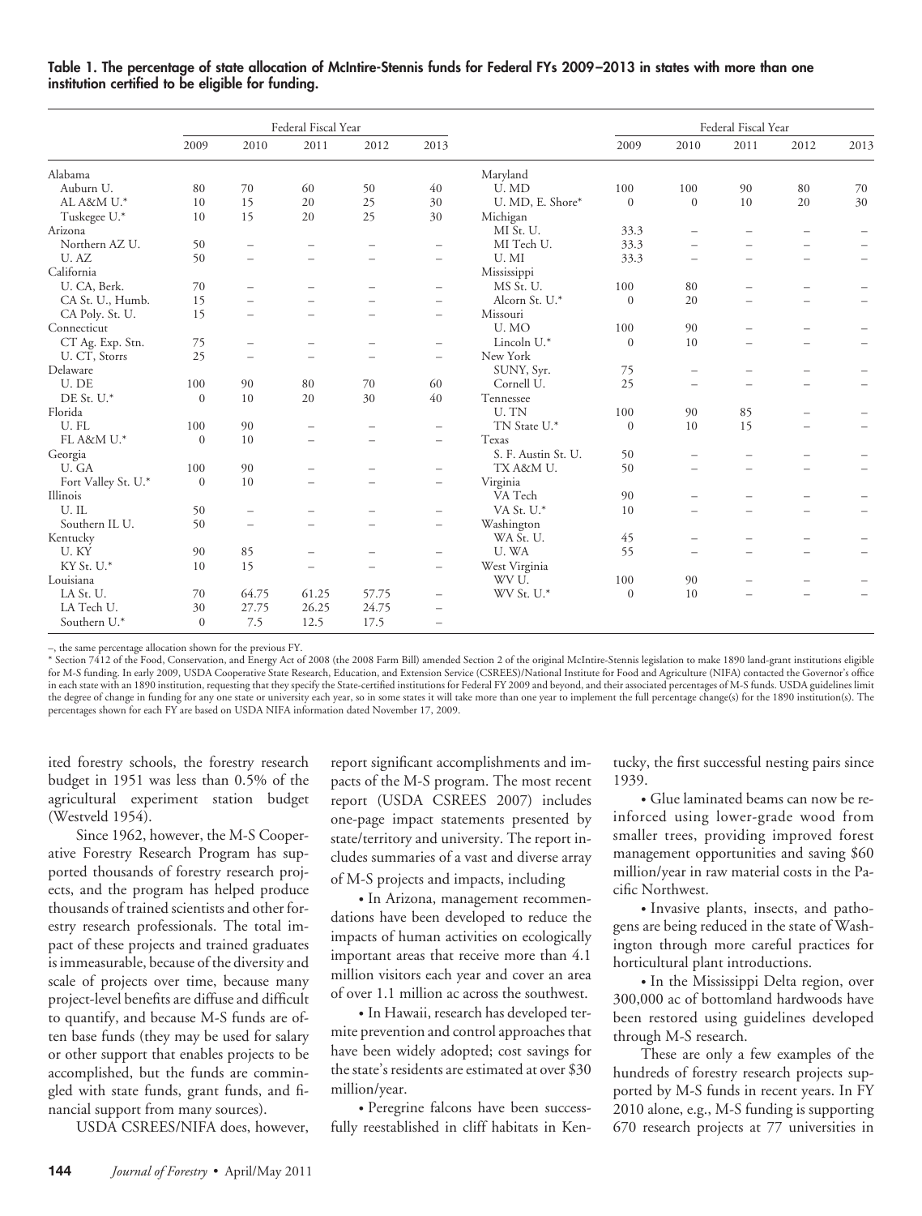**Table 1. The percentage of state allocation of McIntire-Stennis funds for Federal FYs 2009–2013 in states with more than one institution certified to be eligible for funding.**

| | Federal Fiscal Year | | | | | | Federal Fiscal Year | | | | |
|---|---|---|---|---|---|---|---|---|---|---|---|
| | 2009 | 2010 | 2011 | 2012 | 2013 | | 2009 | 2010 | 2011 | 2012 | 2013 |
| Alabama | | | | | | Maryland | | | | | |
| Auburn U. | 80 | 70 | 60 | 50 | 40 | U. MD | 100 | 100 | 90 | 80 | 70 |
| AL A&M U.* | 10 | 15 | 20 | 25 | 30 | U. MD, E. Shore* | 0 | 0 | 10 | 20 | 30 |
| Tuskegee U.* | 10 | 15 | 20 | 25 | 30 | Michigan | | | | | |
| Arizona | | | | | | MI St. U. | 33.3 | – | – | – | – |
| Northern AZ U. | 50 | – | – | – | – | MI Tech U. | 33.3 | – | – | – | – |
| U. AZ | 50 | – | – | – | – | U. MI | 33.3 | – | – | – | – |
| California | | | | | | Mississippi | | | | | |
| U. CA, Berk. | 70 | – | – | – | – | MS St. U. | 100 | 80 | – | – | – |
| CA St. U., Humb. | 15 | – | – | – | – | Alcorn St. U.* | 0 | 20 | – | – | – |
| CA Poly. St. U. | 15 | – | – | – | – | Missouri | | | | | |
| Connecticut | | | | | | U. MO | 100 | 90 | – | – | – |
| CT Ag. Exp. Stn. | 75 | – | – | – | – | Lincoln U.* | 0 | 10 | – | – | – |
| U. CT, Storrs | 25 | – | – | – | – | New York | | | | | |
| Delaware | | | | | | SUNY, Syr. | 75 | – | – | – | – |
| U. DE | 100 | 90 | 80 | 70 | 60 | Cornell U. | 25 | – | – | – | – |
| DE St. U.* | 0 | 10 | 20 | 30 | 40 | Tennessee | | | | | |
| Florida | | | | | | U. TN | 100 | 90 | 85 | – | – |
| U. FL | 100 | 90 | – | – | – | TN State U.* | 0 | 10 | 15 | – | – |
| FL A&M U.* | 0 | 10 | – | – | – | Texas | | | | | |
| Georgia | | | | | | S. F. Austin St. U. | 50 | – | – | – | – |
| U. GA | 100 | 90 | – | – | – | TX A&M U. | 50 | – | – | – | – |
| Fort Valley St. U.* | 0 | 10 | – | – | – | Virginia | | | | | |
| Illinois | | | | | | VA Tech | 90 | – | – | – | – |
| U. IL | 50 | – | – | – | – | VA St. U.* | 10 | – | – | – | – |
| Southern IL U. | 50 | – | – | – | – | Washington | | | | | |
| Kentucky | | | | | | WA St. U. | 45 | – | – | – | – |
| U. KY | 90 | 85 | – | – | – | U. WA | 55 | – | – | – | – |
| KY St. U.* | 10 | 15 | – | – | – | West Virginia | | | | | |
| Louisiana | | | | | | WV U. | 100 | 90 | – | – | – |
| LA St. U. | 70 | 64.75 | 61.25 | 57.75 | – | WV St. U.* | 0 | 10 | – | – | – |
| LA Tech U. | 30 | 27.75 | 26.25 | 24.75 | – | | | | | | |
| Southern U.* | 0 | 7.5 | 12.5 | 17.5 | – | | | | | | |

–, the same percentage allocation shown for the previous FY.
* Section 7412 of the Food, Conservation, and Energy Act of 2008 (the 2008 Farm Bill) amended Section 2 of the original McIntire-Stennis legislation to make 1890 land-grant institutions eligible for M-S funding. In early 2009, USDA Cooperative State Research, Education, and Extension Service (CSREES)/National Institute for Food and Agriculture (NIFA) contacted the Governor's office in each state with an 1890 institution, requesting that they specify the State-certified institutions for Federal FY 2009 and beyond, and their associated percentages of M-S funds. USDA guidelines limit the degree of change in funding for any one state or university each year, so in some states it will take more than one year to implement the full percentage change(s) for the 1890 institution(s). The percentages shown for each FY are based on USDA NIFA information dated November 17, 2009.

ited forestry schools, the forestry research budget in 1951 was less than 0.5% of the agricultural experiment station budget (Westveld 1954).

Since 1962, however, the M-S Cooperative Forestry Research Program has supported thousands of forestry research projects, and the program has helped produce thousands of trained scientists and other forestry research professionals. The total impact of these projects and trained graduates is immeasurable, because of the diversity and scale of projects over time, because many project-level benefits are diffuse and difficult to quantify, and because M-S funds are often base funds (they may be used for salary or other support that enables projects to be accomplished, but the funds are commingled with state funds, grant funds, and financial support from many sources).

USDA CSREES/NIFA does, however, report significant accomplishments and impacts of the M-S program. The most recent report (USDA CSREES 2007) includes one-page impact statements presented by state/territory and university. The report includes summaries of a vast and diverse array of M-S projects and impacts, including

- In Arizona, management recommendations have been developed to reduce the impacts of human activities on ecologically important areas that receive more than 4.1 million visitors each year and cover an area of over 1.1 million ac across the southwest.
- In Hawaii, research has developed termite prevention and control approaches that have been widely adopted; cost savings for the state's residents are estimated at over $30 million/year.
- Peregrine falcons have been successfully reestablished in cliff habitats in Kentucky, the first successful nesting pairs since 1939.
- Glue laminated beams can now be reinforced using lower-grade wood from smaller trees, providing improved forest management opportunities and saving $60 million/year in raw material costs in the Pacific Northwest.
- Invasive plants, insects, and pathogens are being reduced in the state of Washington through more careful practices for horticultural plant introductions.
- In the Mississippi Delta region, over 300,000 ac of bottomland hardwoods have been restored using guidelines developed through M-S research.

These are only a few examples of the hundreds of forestry research projects supported by M-S funds in recent years. In FY 2010 alone, e.g., M-S funding is supporting 670 research projects at 77 universities in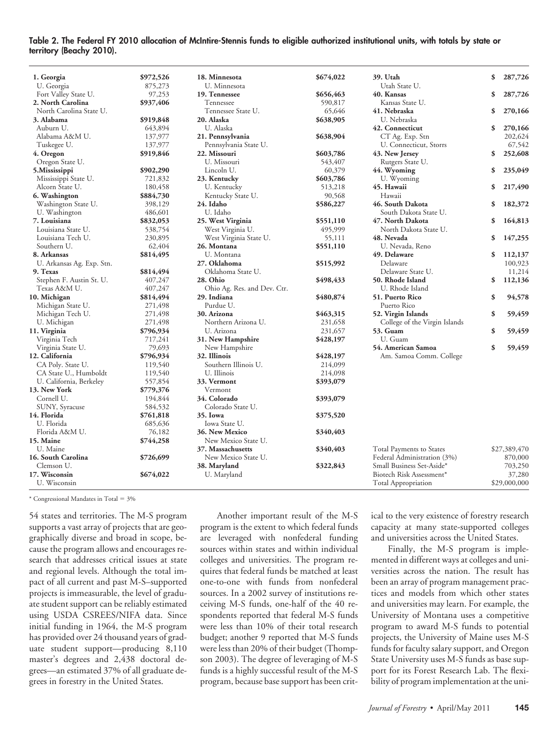**Table 2. The Federal FY 2010 allocation of McIntire-Stennis funds to eligible authorized institutional units, with totals by state or territory (Beachy 2010).**

| State/Institution | Amount |
|---|---|
| **1. Georgia** | **$972,526** |
| U. Georgia | 875,273 |
| Fort Valley State U. | 97,253 |
| **2. North Carolina** | **$937,406** |
| North Carolina State U. | |
| **3. Alabama** | **$919,848** |
| Auburn U. | 643,894 |
| Alabama A&M U. | 137,977 |
| Tuskegee U. | 137,977 |
| **4. Oregon** | **$919,846** |
| Oregon State U. | |
| **5.Mississippi** | **$902,290** |
| Mississippi State U. | 721,832 |
| Alcorn State U. | 180,458 |
| **6. Washington** | **$884,730** |
| Washington State U. | 398,129 |
| U. Washington | 486,601 |
| **7. Louisiana** | **$832,053** |
| Louisiana State U. | 538,754 |
| Louisiana Tech U. | 230,895 |
| Southern U. | 62,404 |
| **8. Arkansas** | **$814,495** |
| U. Arkansas Ag. Exp. Stn. | |
| **9. Texas** | **$814,494** |
| Stephen F. Austin St. U. | 407,247 |
| Texas A&M U. | 407,247 |
| **10. Michigan** | **$814,494** |
| Michigan State U. | 271,498 |
| Michigan Tech U. | 271,498 |
| U. Michigan | 271,498 |
| **11. Virginia** | **$796,934** |
| Virginia Tech | 717,241 |
| Virginia State U. | 79,693 |
| **12. California** | **$796,934** |
| CA Poly. State U. | 119,540 |
| CA State U., Humboldt | 119,540 |
| U. California, Berkeley | 557,854 |
| **13. New York** | **$779,376** |
| Cornell U. | 194,844 |
| SUNY, Syracuse | 584,532 |
| **14. Florida** | **$761,818** |
| U. Florida | 685,636 |
| Florida A&M U. | 76,182 |
| **15. Maine** | **$744,258** |
| U. Maine | |
| **16. South Carolina** | **$726,699** |
| Clemson U. | |
| **17. Wisconsin** | **$674,022** |
| U. Wisconsin | |
| **18. Minnesota** | **$674,022** |
| U. Minnesota | |
| **19. Tennessee** | **$656,463** |
| Tennessee | 590,817 |
| Tennessee State U. | 65,646 |
| **20. Alaska** | **$638,905** |
| U. Alaska | |
| **21. Pennsylvania** | **$638,904** |
| Pennsylvania State U. | |
| **22. Missouri** | **$603,786** |
| U. Missouri | 543,407 |
| Lincoln U. | 60,379 |
| **23. Kentucky** | **$603,786** |
| U. Kentucky | 513,218 |
| Kentucky State U. | 90,568 |
| **24. Idaho** | **$586,227** |
| U. Idaho | |
| **25. West Virginia** | **$551,110** |
| West Virginia U. | 495,999 |
| West Virginia State U. | 55,111 |
| **26. Montana** | **$551,110** |
| U. Montana | |
| **27. Oklahoma** | **$515,992** |
| Oklahoma State U. | |
| **28. Ohio** | **$498,433** |
| Ohio Ag. Res. and Dev. Ctr. | |
| **29. Indiana** | **$480,874** |
| Purdue U. | |
| **30. Arizona** | **$463,315** |
| Northern Arizona U. | 231,658 |
| U. Arizona | 231,657 |
| **31. New Hampshire** | **$428,197** |
| New Hampshire | |
| **32. Illinois** | **$428,197** |
| Southern Illinois U. | 214,099 |
| U. Illinois | 214,098 |
| **33. Vermont** | **$393,079** |
| Vermont | |
| **34. Colorado** | **$393,079** |
| Colorado State U. | |
| **35. Iowa** | **$375,520** |
| Iowa State U. | |
| **36. New Mexico** | **$340,403** |
| New Mexico State U. | |
| **37. Massachusetts** | **$340,403** |
| New Mexico State U. | |
| **38. Maryland** | **$322,843** |
| U. Maryland | |
| **39. Utah** | **$ 287,726** |
| Utah State U. | |
| **40. Kansas** | **$ 287,726** |
| Kansas State U. | |
| **41. Nebraska** | **$ 270,166** |
| U. Nebraska | |
| **42. Connecticut** | **$ 270,166** |
| CT Ag. Exp. Stn | 202,624 |
| U. Connecticut, Storrs | 67,542 |
| **43. New Jersey** | **$ 252,608** |
| Rutgers State U. | |
| **44. Wyoming** | **$ 235,049** |
| U. Wyoming | |
| **45. Hawaii** | **$ 217,490** |
| Hawaii | |
| **46. South Dakota** | **$ 182,372** |
| South Dakota State U. | |
| **47. North Dakota** | **$ 164,813** |
| North Dakota State U. | |
| **48. Nevada** | **$ 147,255** |
| U. Nevada, Reno | |
| **49. Delaware** | **$ 112,137** |
| Delaware | 100,923 |
| Delaware State U. | 11,214 |
| **50. Rhode Island** | **$ 112,136** |
| U. Rhode Island | |
| **51. Puerto Rico** | **$ 94,578** |
| Puerto Rico | |
| **52. Virgin Islands** | **$ 59,459** |
| College of the Virgin Islands | |
| **53. Guam** | **$ 59,459** |
| U. Guam | |
| **54. American Samoa** | **$ 59,459** |
| Am. Samoa Comm. College | |
| Total Payments to States | $27,389,470 |
| Federal Administration (3%) | 870,000 |
| Small Business Set-Aside* | 703,250 |
| Biotech Risk Assessment* | 37,280 |
| Total Appropriation | $29,000,000 |

\* Congressional Mandates in Total = 3%

54 states and territories. The M-S program supports a vast array of projects that are geographically diverse and broad in scope, because the program allows and encourages research that addresses critical issues at state and regional levels. Although the total impact of all current and past M-S–supported projects is immeasurable, the level of graduate student support can be reliably estimated using USDA CSREES/NIFA data. Since initial funding in 1964, the M-S program has provided over 24 thousand years of graduate student support—producing 8,110 master's degrees and 2,438 doctoral degrees—an estimated 37% of all graduate degrees in forestry in the United States.

Another important result of the M-S program is the extent to which federal funds are leveraged with nonfederal funding sources within states and within individual colleges and universities. The program requires that federal funds be matched at least one-to-one with funds from nonfederal sources. In a 2002 survey of institutions receiving M-S funds, one-half of the 40 respondents reported that federal M-S funds were less than 10% of their total research budget; another 9 reported that M-S funds were less than 20% of their budget (Thompson 2003). The degree of leveraging of M-S funds is a highly successful result of the M-S program, because base support has been critical to the very existence of forestry research capacity at many state-supported colleges and universities across the United States.

Finally, the M-S program is implemented in different ways at colleges and universities across the nation. The result has been an array of program management practices and models from which other states and universities may learn. For example, the University of Montana uses a competitive program to award M-S funds to potential projects, the University of Maine uses M-S funds for faculty salary support, and Oregon State University uses M-S funds as base support for its Forest Research Lab. The flexibility of program implementation at the uni-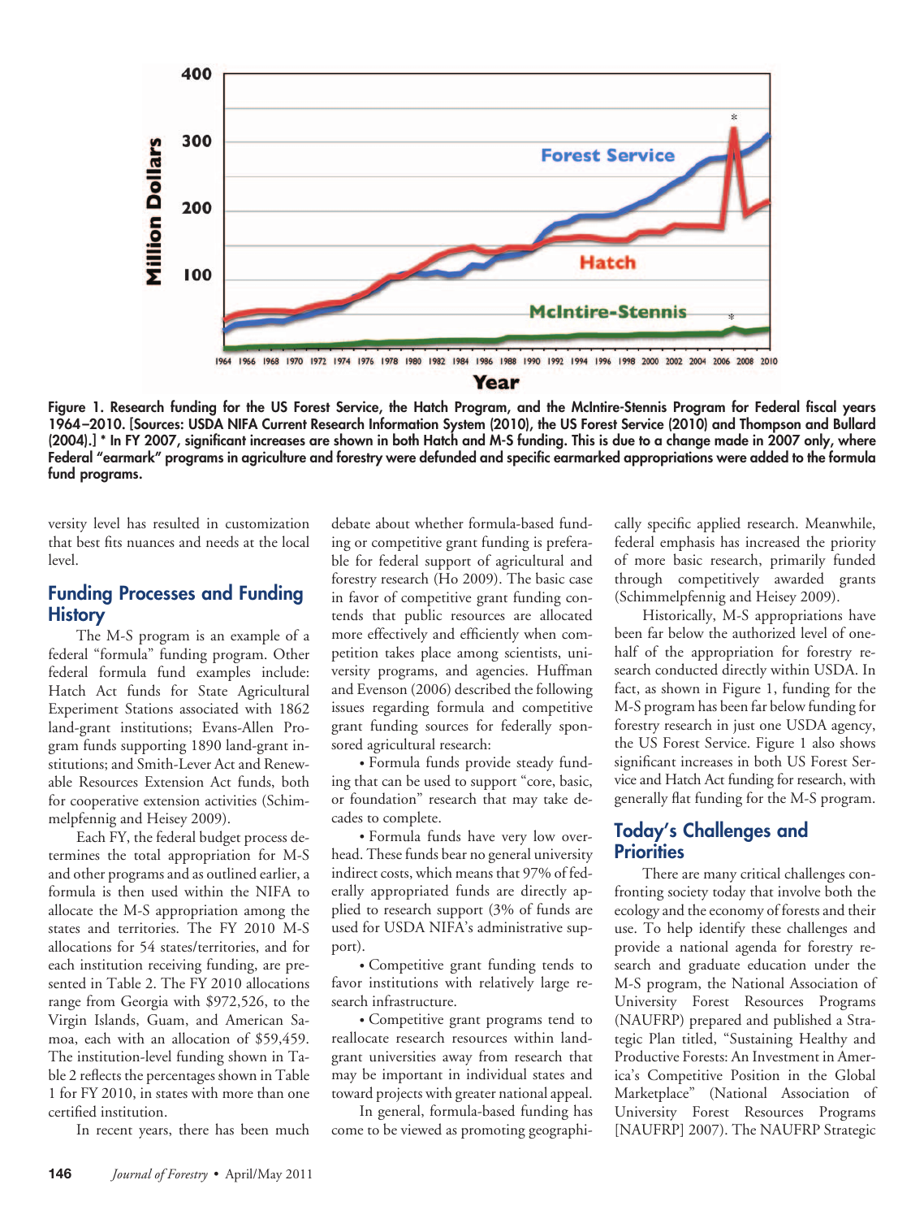Figure 1. Research funding for the US Forest Service, the Hatch Program, and the McIntire-Stennis Program for Federal fiscal years 1964–2010. [Sources: USDA NIFA Current Research Information System (2010), the US Forest Service (2010) and Thompson and Bullard (2004).] * In FY 2007, significant increases are shown in both Hatch and M-S funding. This is due to a change made in 2007 only, where Federal "earmark" programs in agriculture and forestry were defunded and specific earmarked appropriations were added to the formula fund programs.

versity level has resulted in customization that best fits nuances and needs at the local level.

## Funding Processes and Funding History

The M-S program is an example of a federal "formula" funding program. Other federal formula fund examples include: Hatch Act funds for State Agricultural Experiment Stations associated with 1862 land-grant institutions; Evans-Allen Program funds supporting 1890 land-grant institutions; and Smith-Lever Act and Renewable Resources Extension Act funds, both for cooperative extension activities (Schimmelpfennig and Heisey 2009).

Each FY, the federal budget process determines the total appropriation for M-S and other programs and as outlined earlier, a formula is then used within the NIFA to allocate the M-S appropriation among the states and territories. The FY 2010 M-S allocations for 54 states/territories, and for each institution receiving funding, are presented in Table 2. The FY 2010 allocations range from Georgia with $972,526, to the Virgin Islands, Guam, and American Samoa, each with an allocation of $59,459. The institution-level funding shown in Table 2 reflects the percentages shown in Table 1 for FY 2010, in states with more than one certified institution.

In recent years, there has been much debate about whether formula-based funding or competitive grant funding is preferable for federal support of agricultural and forestry research (Ho 2009). The basic case in favor of competitive grant funding contends that public resources are allocated more effectively and efficiently when competition takes place among scientists, university programs, and agencies. Huffman and Evenson (2006) described the following issues regarding formula and competitive grant funding sources for federally sponsored agricultural research:

- Formula funds provide steady funding that can be used to support "core, basic, or foundation" research that may take decades to complete.
- Formula funds have very low overhead. These funds bear no general university indirect costs, which means that 97% of federally appropriated funds are directly applied to research support (3% of funds are used for USDA NIFA's administrative support).
- Competitive grant funding tends to favor institutions with relatively large research infrastructure.
- Competitive grant programs tend to reallocate research resources within land-grant universities away from research that may be important in individual states and toward projects with greater national appeal.

In general, formula-based funding has come to be viewed as promoting geographically specific applied research. Meanwhile, federal emphasis has increased the priority of more basic research, primarily funded through competitively awarded grants (Schimmelpfennig and Heisey 2009).

Historically, M-S appropriations have been far below the authorized level of one-half of the appropriation for forestry research conducted directly within USDA. In fact, as shown in Figure 1, funding for the M-S program has been far below funding for forestry research in just one USDA agency, the US Forest Service. Figure 1 also shows significant increases in both US Forest Service and Hatch Act funding for research, with generally flat funding for the M-S program.

## Today's Challenges and Priorities

There are many critical challenges confronting society today that involve both the ecology and the economy of forests and their use. To help identify these challenges and provide a national agenda for forestry research and graduate education under the M-S program, the National Association of University Forest Resources Programs (NAUFRP) prepared and published a Strategic Plan titled, "Sustaining Healthy and Productive Forests: An Investment in America's Competitive Position in the Global Marketplace" (National Association of University Forest Resources Programs [NAUFRP] 2007). The NAUFRP Strategic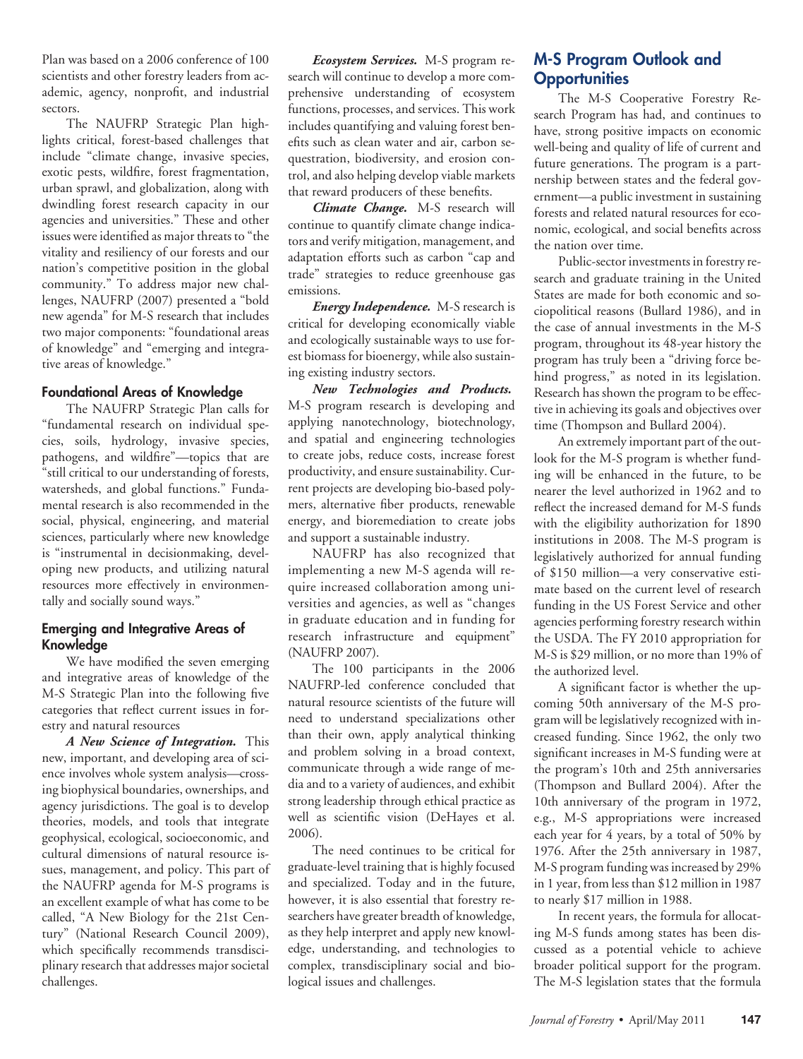Plan was based on a 2006 conference of 100 scientists and other forestry leaders from academic, agency, nonprofit, and industrial sectors.

The NAUFRP Strategic Plan highlights critical, forest-based challenges that include "climate change, invasive species, exotic pests, wildfire, forest fragmentation, urban sprawl, and globalization, along with dwindling forest research capacity in our agencies and universities." These and other issues were identified as major threats to "the vitality and resiliency of our forests and our nation's competitive position in the global community." To address major new challenges, NAUFRP (2007) presented a "bold new agenda" for M-S research that includes two major components: "foundational areas of knowledge" and "emerging and integrative areas of knowledge."

### Foundational Areas of Knowledge

The NAUFRP Strategic Plan calls for "fundamental research on individual species, soils, hydrology, invasive species, pathogens, and wildfire"—topics that are "still critical to our understanding of forests, watersheds, and global functions." Fundamental research is also recommended in the social, physical, engineering, and material sciences, particularly where new knowledge is "instrumental in decisionmaking, developing new products, and utilizing natural resources more effectively in environmentally and socially sound ways."

### Emerging and Integrative Areas of Knowledge

We have modified the seven emerging and integrative areas of knowledge of the M-S Strategic Plan into the following five categories that reflect current issues in forestry and natural resources

***A New Science of Integration.*** This new, important, and developing area of science involves whole system analysis—crossing biophysical boundaries, ownerships, and agency jurisdictions. The goal is to develop theories, models, and tools that integrate geophysical, ecological, socioeconomic, and cultural dimensions of natural resource issues, management, and policy. This part of the NAUFRP agenda for M-S programs is an excellent example of what has come to be called, "A New Biology for the 21st Century" (National Research Council 2009), which specifically recommends transdisciplinary research that addresses major societal challenges.

***Ecosystem Services.*** M-S program research will continue to develop a more comprehensive understanding of ecosystem functions, processes, and services. This work includes quantifying and valuing forest benefits such as clean water and air, carbon sequestration, biodiversity, and erosion control, and also helping develop viable markets that reward producers of these benefits.

***Climate Change.*** M-S research will continue to quantify climate change indicators and verify mitigation, management, and adaptation efforts such as carbon "cap and trade" strategies to reduce greenhouse gas emissions.

***Energy Independence.*** M-S research is critical for developing economically viable and ecologically sustainable ways to use forest biomass for bioenergy, while also sustaining existing industry sectors.

***New Technologies and Products.*** M-S program research is developing and applying nanotechnology, biotechnology, and spatial and engineering technologies to create jobs, reduce costs, increase forest productivity, and ensure sustainability. Current projects are developing bio-based polymers, alternative fiber products, renewable energy, and bioremediation to create jobs and support a sustainable industry.

NAUFRP has also recognized that implementing a new M-S agenda will require increased collaboration among universities and agencies, as well as "changes in graduate education and in funding for research infrastructure and equipment" (NAUFRP 2007).

The 100 participants in the 2006 NAUFRP-led conference concluded that natural resource scientists of the future will need to understand specializations other than their own, apply analytical thinking and problem solving in a broad context, communicate through a wide range of media and to a variety of audiences, and exhibit strong leadership through ethical practice as well as scientific vision (DeHayes et al. 2006).

The need continues to be critical for graduate-level training that is highly focused and specialized. Today and in the future, however, it is also essential that forestry researchers have greater breadth of knowledge, as they help interpret and apply new knowledge, understanding, and technologies to complex, transdisciplinary social and biological issues and challenges.

## M-S Program Outlook and Opportunities

The M-S Cooperative Forestry Research Program has had, and continues to have, strong positive impacts on economic well-being and quality of life of current and future generations. The program is a partnership between states and the federal government—a public investment in sustaining forests and related natural resources for economic, ecological, and social benefits across the nation over time.

Public-sector investments in forestry research and graduate training in the United States are made for both economic and sociopolitical reasons (Bullard 1986), and in the case of annual investments in the M-S program, throughout its 48-year history the program has truly been a "driving force behind progress," as noted in its legislation. Research has shown the program to be effective in achieving its goals and objectives over time (Thompson and Bullard 2004).

An extremely important part of the outlook for the M-S program is whether funding will be enhanced in the future, to be nearer the level authorized in 1962 and to reflect the increased demand for M-S funds with the eligibility authorization for 1890 institutions in 2008. The M-S program is legislatively authorized for annual funding of $150 million—a very conservative estimate based on the current level of research funding in the US Forest Service and other agencies performing forestry research within the USDA. The FY 2010 appropriation for M-S is $29 million, or no more than 19% of the authorized level.

A significant factor is whether the upcoming 50th anniversary of the M-S program will be legislatively recognized with increased funding. Since 1962, the only two significant increases in M-S funding were at the program's 10th and 25th anniversaries (Thompson and Bullard 2004). After the 10th anniversary of the program in 1972, e.g., M-S appropriations were increased each year for 4 years, by a total of 50% by 1976. After the 25th anniversary in 1987, M-S program funding was increased by 29% in 1 year, from less than $12 million in 1987 to nearly $17 million in 1988.

In recent years, the formula for allocating M-S funds among states has been discussed as a potential vehicle to achieve broader political support for the program. The M-S legislation states that the formula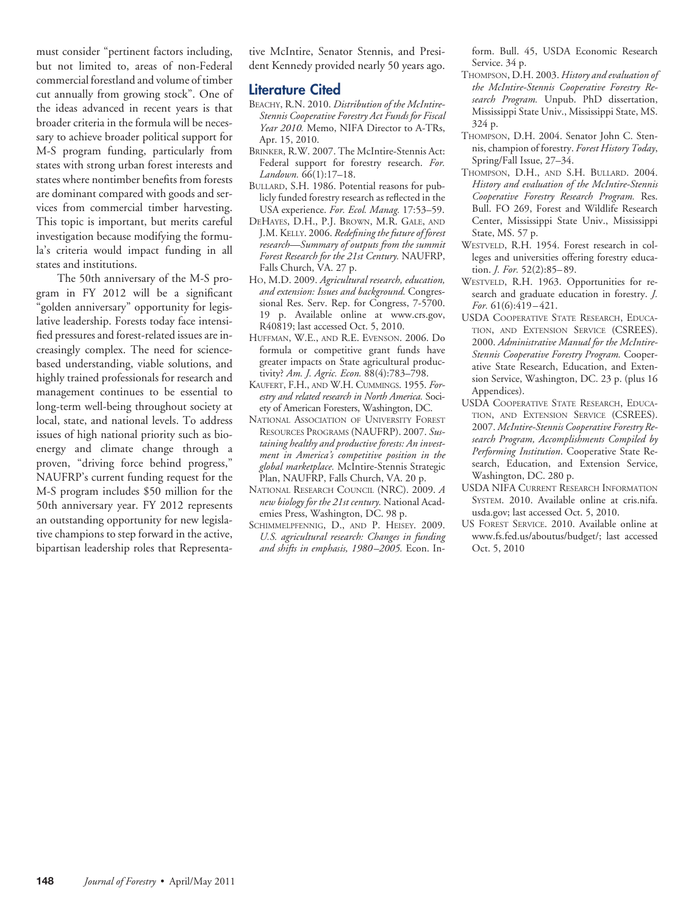must consider "pertinent factors including, but not limited to, areas of non-Federal commercial forestland and volume of timber cut annually from growing stock". One of the ideas advanced in recent years is that broader criteria in the formula will be necessary to achieve broader political support for M-S program funding, particularly from states with strong urban forest interests and states where nontimber benefits from forests are dominant compared with goods and services from commercial timber harvesting. This topic is important, but merits careful investigation because modifying the formula's criteria would impact funding in all states and institutions.

The 50th anniversary of the M-S program in FY 2012 will be a significant "golden anniversary" opportunity for legislative leadership. Forests today face intensified pressures and forest-related issues are increasingly complex. The need for science-based understanding, viable solutions, and highly trained professionals for research and management continues to be essential to long-term well-being throughout society at local, state, and national levels. To address issues of high national priority such as bioenergy and climate change through a proven, "driving force behind progress," NAUFRP's current funding request for the M-S program includes $50 million for the 50th anniversary year. FY 2012 represents an outstanding opportunity for new legislative champions to step forward in the active, bipartisan leadership roles that Representative McIntire, Senator Stennis, and President Kennedy provided nearly 50 years ago.

## Literature Cited

BEACHY, R.N. 2010. *Distribution of the McIntire-Stennis Cooperative Forestry Act Funds for Fiscal Year 2010.* Memo, NIFA Director to A-TRs, Apr. 15, 2010.

BRINKER, R.W. 2007. The McIntire-Stennis Act: Federal support for forestry research. *For. Landown.* 66(1):17–18.

BULLARD, S.H. 1986. Potential reasons for publicly funded forestry research as reflected in the USA experience. *For. Ecol. Manag.* 17:53–59.

DEHAYES, D.H., P.J. BROWN, M.R. GALE, AND J.M. KELLY. 2006. *Redefining the future of forest research—Summary of outputs from the summit Forest Research for the 21st Century.* NAUFRP, Falls Church, VA. 27 p.

HO, M.D. 2009. *Agricultural research, education, and extension: Issues and background.* Congressional Res. Serv. Rep. for Congress, 7-5700. 19 p. Available online at www.crs.gov, R40819; last accessed Oct. 5, 2010.

HUFFMAN, W.E., AND R.E. EVENSON. 2006. Do formula or competitive grant funds have greater impacts on State agricultural productivity? *Am. J. Agric. Econ.* 88(4):783–798.

KAUFERT, F.H., AND W.H. CUMMINGS. 1955. *Forestry and related research in North America.* Society of American Foresters, Washington, DC.

NATIONAL ASSOCIATION OF UNIVERSITY FOREST RESOURCES PROGRAMS (NAUFRP). 2007. *Sustaining healthy and productive forests: An investment in America's competitive position in the global marketplace.* McIntire-Stennis Strategic Plan, NAUFRP, Falls Church, VA. 20 p.

NATIONAL RESEARCH COUNCIL (NRC). 2009. *A new biology for the 21st century.* National Academies Press, Washington, DC. 98 p.

SCHIMMELPFENNIG, D., AND P. HEISEY. 2009. *U.S. agricultural research: Changes in funding and shifts in emphasis, 1980–2005.* Econ. Inform. Bull. 45, USDA Economic Research Service. 34 p.

THOMPSON, D.H. 2003. *History and evaluation of the McIntire-Stennis Cooperative Forestry Research Program.* Unpub. PhD dissertation, Mississippi State Univ., Mississippi State, MS. 324 p.

THOMPSON, D.H. 2004. Senator John C. Stennis, champion of forestry. *Forest History Today*, Spring/Fall Issue, 27–34.

THOMPSON, D.H., AND S.H. BULLARD. 2004. *History and evaluation of the McIntire-Stennis Cooperative Forestry Research Program.* Res. Bull. FO 269, Forest and Wildlife Research Center, Mississippi State Univ., Mississippi State, MS. 57 p.

WESTVELD, R.H. 1954. Forest research in colleges and universities offering forestry education. *J. For.* 52(2):85–89.

WESTVELD, R.H. 1963. Opportunities for research and graduate education in forestry. *J. For.* 61(6):419–421.

USDA COOPERATIVE STATE RESEARCH, EDUCATION, AND EXTENSION SERVICE (CSREES). 2000. *Administrative Manual for the McIntire-Stennis Cooperative Forestry Program.* Cooperative State Research, Education, and Extension Service, Washington, DC. 23 p. (plus 16 Appendices).

USDA COOPERATIVE STATE RESEARCH, EDUCATION, AND EXTENSION SERVICE (CSREES). 2007. *McIntire-Stennis Cooperative Forestry Research Program, Accomplishments Compiled by Performing Institution*. Cooperative State Research, Education, and Extension Service, Washington, DC. 280 p.

USDA NIFA CURRENT RESEARCH INFORMATION SYSTEM. 2010. Available online at cris.nifa.usda.gov; last accessed Oct. 5, 2010.

US FOREST SERVICE. 2010. Available online at www.fs.fed.us/aboutus/budget/; last accessed Oct. 5, 2010